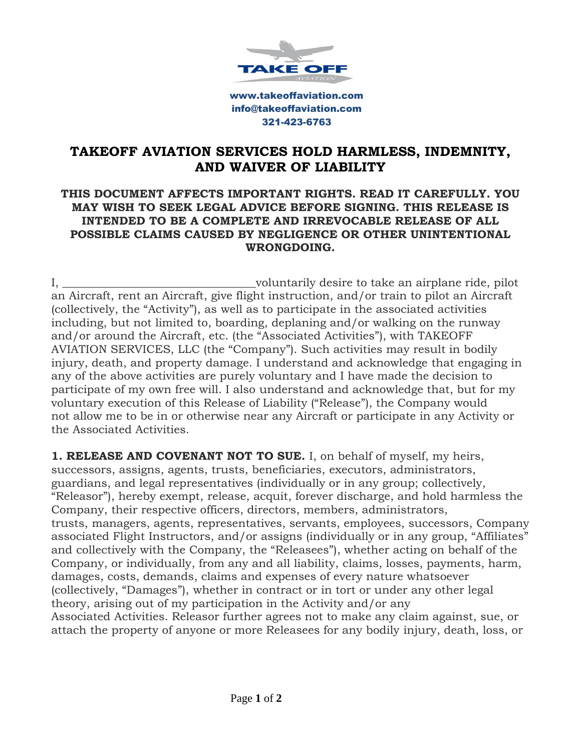www.takeoffaviation.com
info@takeoffaviation.com
321-423-6763

# TAKEOFF AVIATION SERVICES HOLD HARMLESS, INDEMNITY, AND WAIVER OF LIABILITY

**THIS DOCUMENT AFFECTS IMPORTANT RIGHTS. READ IT CAREFULLY. YOU MAY WISH TO SEEK LEGAL ADVICE BEFORE SIGNING. THIS RELEASE IS INTENDED TO BE A COMPLETE AND IRREVOCABLE RELEASE OF ALL POSSIBLE CLAIMS CAUSED BY NEGLIGENCE OR OTHER UNINTENTIONAL WRONGDOING.**

I, ________________________________voluntarily desire to take an airplane ride, pilot an Aircraft, rent an Aircraft, give flight instruction, and/or train to pilot an Aircraft (collectively, the "Activity"), as well as to participate in the associated activities including, but not limited to, boarding, deplaning and/or walking on the runway and/or around the Aircraft, etc. (the "Associated Activities"), with TAKEOFF AVIATION SERVICES, LLC (the "Company"). Such activities may result in bodily injury, death, and property damage. I understand and acknowledge that engaging in any of the above activities are purely voluntary and I have made the decision to participate of my own free will. I also understand and acknowledge that, but for my voluntary execution of this Release of Liability ("Release"), the Company would not allow me to be in or otherwise near any Aircraft or participate in any Activity or the Associated Activities.

**1. RELEASE AND COVENANT NOT TO SUE.** I, on behalf of myself, my heirs, successors, assigns, agents, trusts, beneficiaries, executors, administrators, guardians, and legal representatives (individually or in any group; collectively, "Releasor"), hereby exempt, release, acquit, forever discharge, and hold harmless the Company, their respective officers, directors, members, administrators, trusts, managers, agents, representatives, servants, employees, successors, Company associated Flight Instructors, and/or assigns (individually or in any group, "Affiliates" and collectively with the Company, the "Releasees"), whether acting on behalf of the Company, or individually, from any and all liability, claims, losses, payments, harm, damages, costs, demands, claims and expenses of every nature whatsoever (collectively, "Damages"), whether in contract or in tort or under any other legal theory, arising out of my participation in the Activity and/or any Associated Activities. Releasor further agrees not to make any claim against, sue, or attach the property of anyone or more Releasees for any bodily injury, death, loss, or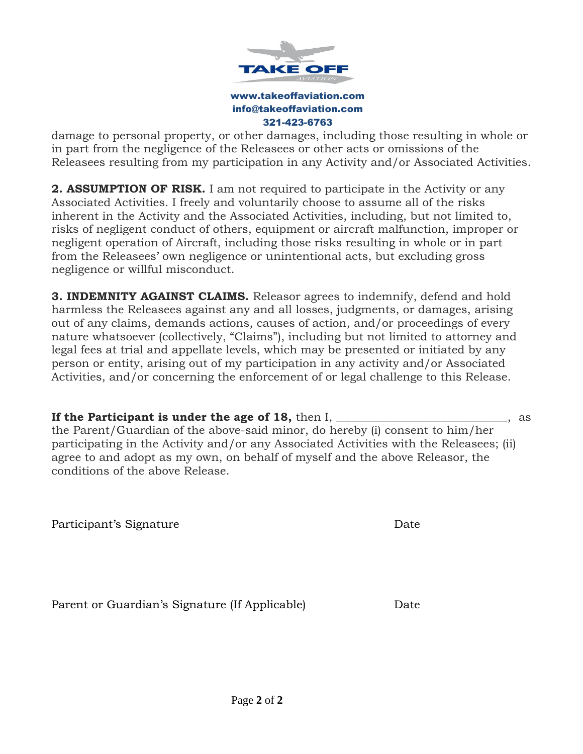www.takeoffaviation.com
info@takeoffaviation.com
321-423-6763

damage to personal property, or other damages, including those resulting in whole or in part from the negligence of the Releasees or other acts or omissions of the Releasees resulting from my participation in any Activity and/or Associated Activities.

**2. ASSUMPTION OF RISK.** I am not required to participate in the Activity or any Associated Activities. I freely and voluntarily choose to assume all of the risks inherent in the Activity and the Associated Activities, including, but not limited to, risks of negligent conduct of others, equipment or aircraft malfunction, improper or negligent operation of Aircraft, including those risks resulting in whole or in part from the Releasees' own negligence or unintentional acts, but excluding gross negligence or willful misconduct.

**3. INDEMNITY AGAINST CLAIMS.** Releasor agrees to indemnify, defend and hold harmless the Releasees against any and all losses, judgments, or damages, arising out of any claims, demands actions, causes of action, and/or proceedings of every nature whatsoever (collectively, "Claims"), including but not limited to attorney and legal fees at trial and appellate levels, which may be presented or initiated by any person or entity, arising out of my participation in any activity and/or Associated Activities, and/or concerning the enforcement of or legal challenge to this Release.

**If the Participant is under the age of 18,** then I, ____________________________, as the Parent/Guardian of the above-said minor, do hereby (i) consent to him/her participating in the Activity and/or any Associated Activities with the Releasees; (ii) agree to and adopt as my own, on behalf of myself and the above Releasor, the conditions of the above Release.

Participant's Signature                                                    Date

Parent or Guardian's Signature (If Applicable)                    Date